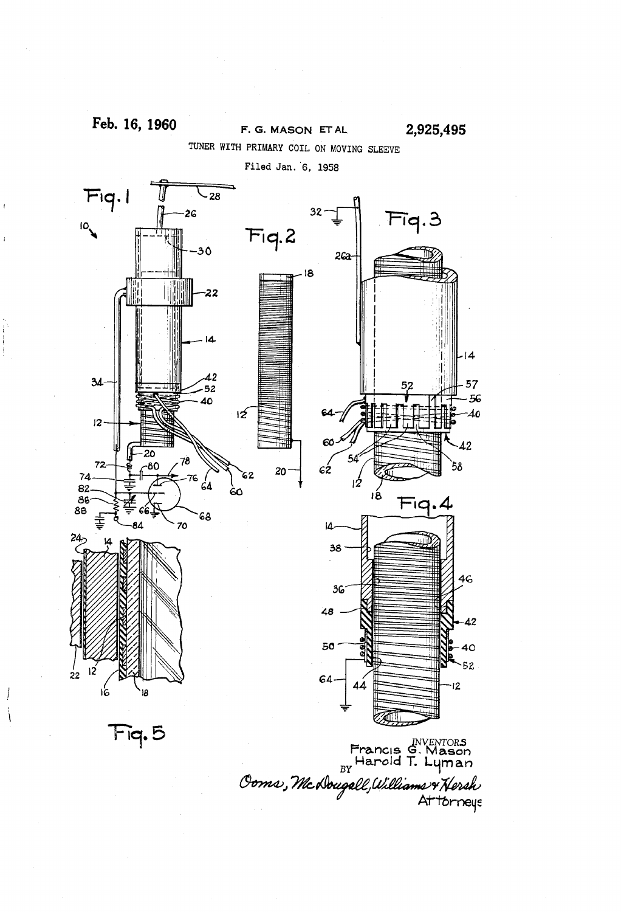Feb. 16, 1960 F. G. MASON ET AL 2,925,495

TUNER WITH PRIMARY COIL ON MOVING SLEEVE

Filed Jan. 6, 1958

INVENTORS
Francis G. Mason
BY Harold T. Lyman

Ooms, McDougall, Williams & Hersh
Attorneys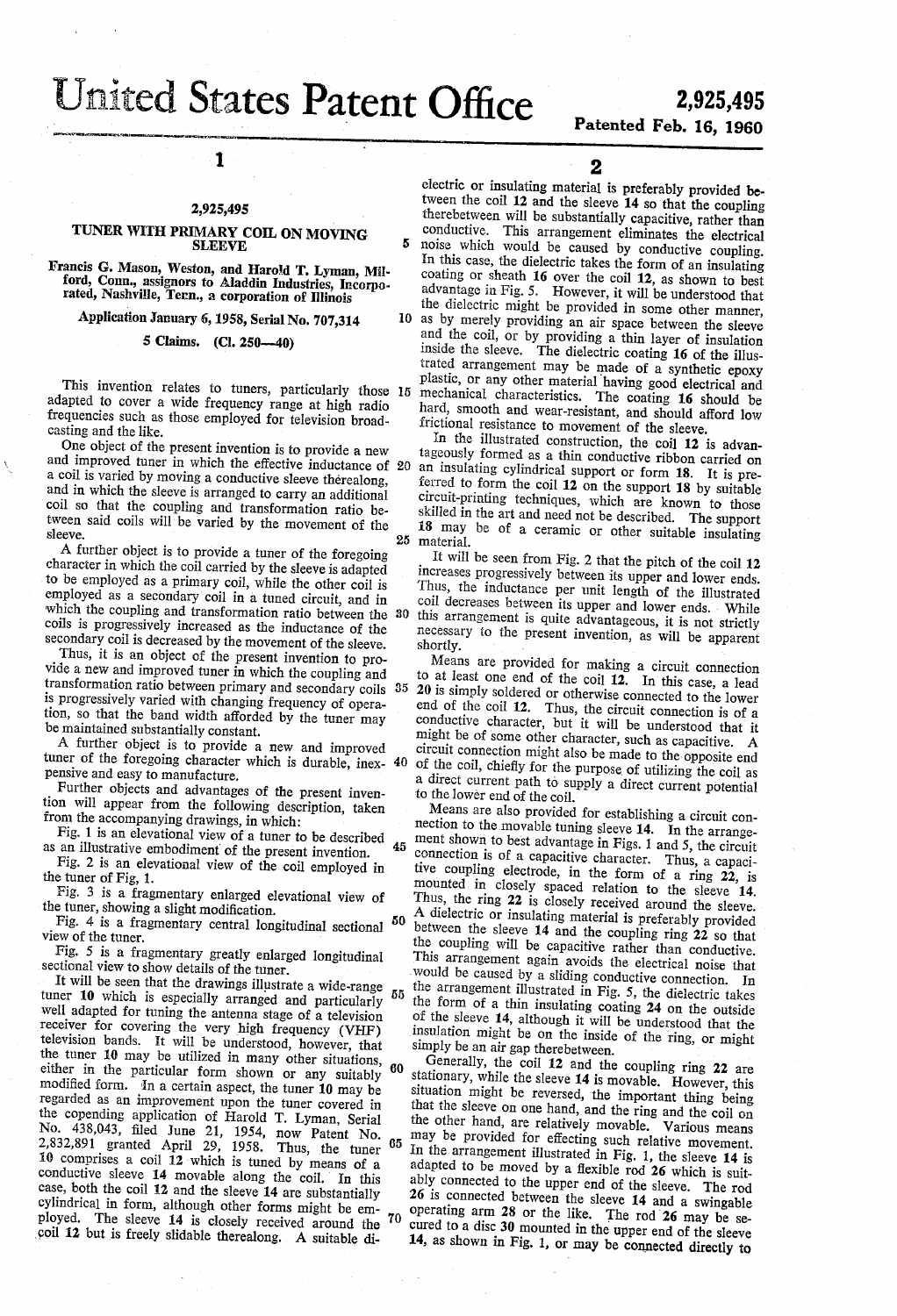# United States Patent Office

**2,925,495**

**Patented Feb. 16, 1960**

## 2,925,495

### TUNER WITH PRIMARY COIL ON MOVING SLEEVE

Francis G. Mason, Weston, and Harold T. Lyman, Milford, Conn., assignors to Aladdin Industries, Incorporated, Nashville, Tenn., a corporation of Illinois

Application January 6, 1958, Serial No. 707,314

5 Claims. (Cl. 250—40)

This invention relates to tuners, particularly those adapted to cover a wide frequency range at high radio frequencies such as those employed for television broadcasting and the like.

One object of the present invention is to provide a new and improved tuner in which the effective inductance of a coil is varied by moving a conductive sleeve therealong, and in which the sleeve is arranged to carry an additional coil so that the coupling and transformation ratio between said coils will be varied by the movement of the sleeve.

A further object is to provide a tuner of the foregoing character in which the coil carried by the sleeve is adapted to be employed as a primary coil, while the other coil is employed as a secondary coil in a tuned circuit, and in which the coupling and transformation ratio between the coils is progressively increased as the inductance of the secondary coil is decreased by the movement of the sleeve.

Thus, it is an object of the present invention to provide a new and improved tuner in which the coupling and transformation ratio between primary and secondary coils is progressively varied with changing frequency of operation, so that the band width afforded by the tuner may be maintained substantially constant.

A further object is to provide a new and improved tuner of the foregoing character which is durable, inexpensive and easy to manufacture.

Further objects and advantages of the present invention will appear from the following description, taken from the accompanying drawings, in which:

Fig. 1 is an elevational view of a tuner to be described as an illustrative embodiment of the present invention.

Fig. 2 is an elevational view of the coil employed in the tuner of Fig. 1.

Fig. 3 is a fragmentary enlarged elevational view of the tuner, showing a slight modification.

Fig. 4 is a fragmentary central longitudinal sectional view of the tuner.

Fig. 5 is a fragmentary greatly enlarged longitudinal sectional view to show details of the tuner.

It will be seen that the drawings illustrate a wide-range tuner 10 which is especially arranged and particularly well adapted for tuning the antenna stage of a television receiver for covering the very high frequency (VHF) television bands. It will be understood, however, that the tuner 10 may be utilized in many other situations, either in the particular form shown or any suitably modified form. In a certain aspect, the tuner 10 may be regarded as an improvement upon the tuner covered in the copending application of Harold T. Lyman, Serial No. 438,043, filed June 21, 1954, now Patent No. 2,832,891 granted April 29, 1958. Thus, the tuner 10 comprises a coil 12 which is tuned by means of a conductive sleeve 14 movable along the coil. In this case, both the coil 12 and the sleeve 14 are substantially cylindrical in form, although other forms might be employed. The sleeve 14 is closely received around the coil 12 but is freely slidable therealong. A suitable dielectric or insulating material is preferably provided between the coil 12 and the sleeve 14 so that the coupling therebetween will be substantially capacitive, rather than conductive. This arrangement eliminates the electrical noise which would be caused by conductive coupling. In this case, the dielectric takes the form of an insulating coating or sheath 16 over the coil 12, as shown to best advantage in Fig. 5. However, it will be understood that the dielectric might be provided in some other manner, as by merely providing an air space between the sleeve and the coil, or by providing a thin layer of insulation inside the sleeve. The dielectric coating 16 of the illustrated arrangement may be made of a synthetic epoxy plastic, or any other material having good electrical and mechanical characteristics. The coating 16 should be hard, smooth and wear-resistant, and should afford low frictional resistance to movement of the sleeve.

In the illustrated construction, the coil 12 is advantageously formed as a thin conductive ribbon carried on an insulating cylindrical support or form 18. It is preferred to form the coil 12 on the support 18 by suitable circuit-printing techniques, which are known to those skilled in the art and need not be described. The support 18 may be of a ceramic or other suitable insulating material.

It will be seen from Fig. 2 that the pitch of the coil 12 increases progressively between its upper and lower ends. Thus, the inductance per unit length of the illustrated coil decreases between its upper and lower ends. While this arrangement is quite advantageous, it is not strictly necessary to the present invention, as will be apparent shortly.

Means are provided for making a circuit connection to at least one end of the coil 12. In this case, a lead 20 is simply soldered or otherwise connected to the lower end of the coil 12. Thus, the circuit connection is of a conductive character, but it will be understood that it might be of some other character, such as capacitive. A circuit connection might also be made to the opposite end of the coil, chiefly for the purpose of utilizing the coil as a direct current path to supply a direct current potential to the lower end of the coil.

Means are also provided for establishing a circuit connection to the movable tuning sleeve 14. In the arrangement shown to best advantage in Figs. 1 and 5, the circuit connection is of a capacitive character. Thus, a capacitive coupling electrode, in the form of a ring 22, is mounted in closely spaced relation to the sleeve 14. Thus, the ring 22 is closely received around the sleeve. A dielectric or insulating material is preferably provided between the sleeve 14 and the coupling ring 22 so that the coupling will be capacitive rather than conductive. This arrangement again avoids the electrical noise that would be caused by a sliding conductive connection. In the arrangement illustrated in Fig. 5, the dielectric takes the form of a thin insulating coating 24 on the outside of the sleeve 14, although it will be understood that the insulation might be on the inside of the ring, or might simply be an air gap therebetween.

Generally, the coil 12 and the coupling ring 22 are stationary, while the sleeve 14 is movable. However, this situation might be reversed, the important thing being that the sleeve on one hand, and the ring and the coil on the other hand, are relatively movable. Various means may be provided for effecting such relative movement. In the arrangement illustrated in Fig. 1, the sleeve 14 is adapted to be moved by a flexible rod 26 which is suitably connected to the upper end of the sleeve. The rod 26 is connected between the sleeve 14 and a swingable operating arm 28 or the like. The rod 26 may be secured to a disc 30 mounted in the upper end of the sleeve 14, as shown in Fig. 1, or may be connected directly to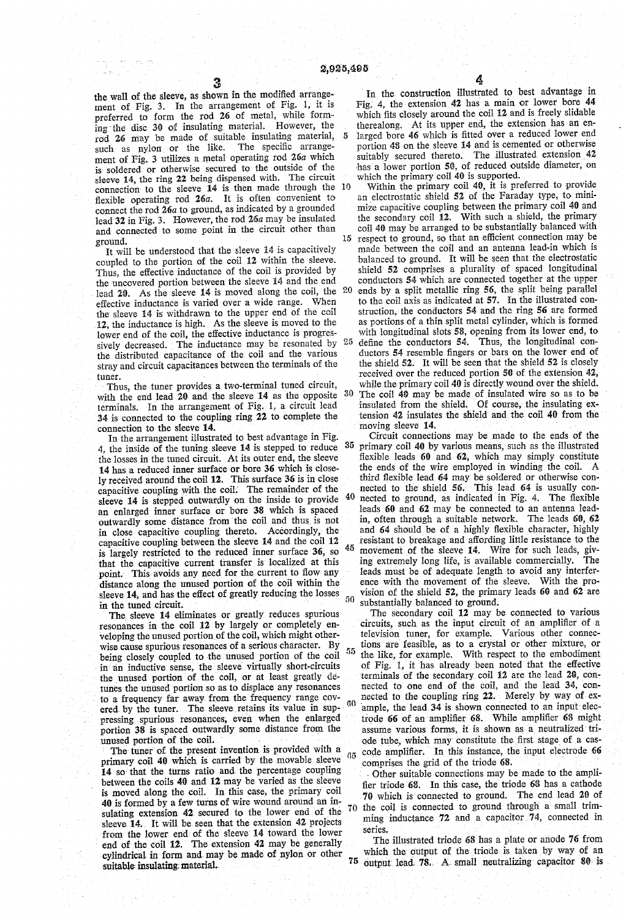the wall of the sleeve, as shown in the modified arrangement of Fig. 3. In the arrangement of Fig. 1, it is preferred to form the rod 26 of metal, while forming the disc 30 of insulating material. However, the rod 26 may be made of suitable insulating material, such as nylon or the like. The specific arrangement of Fig. 3 utilizes a metal operating rod 26a which is soldered or otherwise secured to the outside of the sleeve 14, the ring 22 being dispensed with. The circuit connection to the sleeve 14 is then made through the flexible operating rod 26a. It is often convenient to connect the rod 26a to ground, as indicated by a grounded lead 32 in Fig. 3. However, the rod 26a may be insulated and connected to some point in the circuit other than ground.

It will be understood that the sleeve 14 is capacitively coupled to the portion of the coil 12 within the sleeve. Thus, the effective inductance of the coil is provided by the uncovered portion between the sleeve 14 and the end lead 20. As the sleeve 14 is moved along the coil, the effective inductance is varied over a wide range. When the sleeve 14 is withdrawn to the upper end of the coil 12, the inductance is high. As the sleeve is moved to the lower end of the coil, the effective inductance is progressively decreased. The inductance may be resonated by the distributed capacitance of the coil and the various stray and circuit capacitances between the terminals of the tuner.

Thus, the tuner provides a two-terminal tuned circuit, with the end lead 20 and the sleeve 14 as the opposite terminals. In the arrangement of Fig. 1, a circuit lead 34 is connected to the coupling ring 22 to complete the connection to the sleeve 14.

In the arrangement illustrated to best advantage in Fig. 4, the inside of the tuning sleeve 14 is stepped to reduce the losses in the tuned circuit. At its outer end, the sleeve 14 has a reduced inner surface or bore 36 which is closely received around the coil 12. This surface 36 is in close capacitive coupling with the coil. The remainder of the sleeve 14 is stepped outwardly on the inside to provide an enlarged inner surface or bore 38 which is spaced outwardly some distance from the coil and thus is not in close capacitive coupling thereto. Accordingly, the capacitive coupling between the sleeve 14 and the coil 12 is largely restricted to the reduced inner surface 36, so that the capacitive current transfer is localized at this point. This avoids any need for the current to flow any distance along the unused portion of the coil within the sleeve 14, and has the effect of greatly reducing the losses in the tuned circuit.

The sleeve 14 eliminates or greatly reduces spurious resonances in the coil 12 by largely or completely enveloping the unused portion of the coil, which might otherwise cause spurious resonances of a serious character. By being closely coupled to the unused portion of the coil in an inductive sense, the sleeve virtually short-circuits the unused portion of the coil, or at least greatly detunes the unused portion so as to displace any resonances to a frequency far away from the frequency range covered by the tuner. The sleeve retains its value in suppressing spurious resonances, even when the enlarged portion 38 is spaced outwardly some distance from the unused portion of the coil.

The tuner of the present invention is provided with a primary coil 40 which is carried by the movable sleeve 14 so that the turns ratio and the percentage coupling between the coils 40 and 12 may be varied as the sleeve is moved along the coil. In this case, the primary coil 40 is formed by a few turns of wire wound around an insulating extension 42 secured to the lower end of the sleeve 14. It will be seen that the extension 42 projects from the lower end of the sleeve 14 toward the lower end of the coil 12. The extension 42 may be generally cylindrical in form and may be made of nylon or other suitable insulating material.

In the construction illustrated to best advantage in Fig. 4, the extension 42 has a main or lower bore 44 which fits closely around the coil 12 and is freely slidable therealong. At its upper end, the extension has an enlarged bore 46 which is fitted over a reduced lower end portion 48 on the sleeve 14 and is cemented or otherwise suitably secured thereto. The illustrated extension 42 has a lower portion 50, of reduced outside diameter, on which the primary coil 40 is supported.

Within the primary coil 40, it is preferred to provide an electrostatic shield 52 of the Faraday type, to minimize capacitive coupling between the primary coil 40 and the secondary coil 12. With such a shield, the primary coil 40 may be arranged to be substantially balanced with respect to ground, so that an efficient connection may be made between the coil and an antenna lead-in which is balanced to ground. It will be seen that the electrostatic shield 52 comprises a plurality of spaced longitudinal conductors 54 which are connected together at the upper ends by a split metallic ring 56, the split being parallel to the coil axis as indicated at 57. In the illustrated construction, the conductors 54 and the ring 56 are formed as portions of a thin split metal cylinder, which is formed with longitudinal slots 58, opening from its lower end, to define the conductors 54. Thus, the longitudinal conductors 54 resemble fingers or bars on the lower end of the shield 52. It will be seen that the shield 52 is closely received over the reduced portion 50 of the extension 42, while the primary coil 40 is directly wound over the shield. The coil 40 may be made of insulated wire so as to be insulated from the shield. Of course, the insulating extension 42 insulates the shield and the coil 40 from the moving sleeve 14.

Circuit connections may be made to the ends of the primary coil 40 by various means, such as the illustrated flexible leads 60 and 62, which may simply constitute the ends of the wire employed in winding the coil. A third flexible lead 64 may be soldered or otherwise connected to the shield 56. This lead 64 is usually connected to ground, as indicated in Fig. 4. The flexible leads 60 and 62 may be connected to an antenna lead-in, often through a suitable network. The leads 60, 62 and 64 should be of a highly flexible character, highly resistant to breakage and affording little resistance to the movement of the sleeve 14. Wire for such leads, giving extremely long life, is available commercially. The leads must be of adequate length to avoid any interference with the movement of the sleeve. With the provision of the shield 52, the primary leads 60 and 62 are substantially balanced to ground.

The secondary coil 12 may be connected to various circuits, such as the input circuit of an amplifier of a television tuner, for example. Various other connections are feasible, as to a crystal or other mixture, or the like, for example. With respect to the embodiment of Fig. 1, it has already been noted that the effective terminals of the secondary coil 12 are the lead 20, connected to one end of the coil, and the lead 34, connected to the coupling ring 22. Merely by way of example, the lead 34 is shown connected to an input electrode 66 of an amplifier 68. While amplifier 68 might assume various forms, it is shown as a neutralized triode tube, which may constitute the first stage of a cascode amplifier. In this instance, the input electrode 66 comprises the grid of the triode 68.

Other suitable connections may be made to the amplifier triode 68. In this case, the triode 68 has a cathode 70 which is connected to ground. The end lead 20 of the coil is connected to ground through a small trimming inductance 72 and a capacitor 74, connected in series.

The illustrated triode 68 has a plate or anode 76 from which the output of the triode is taken by way of an output lead 78. A small neutralizing capacitor 80 is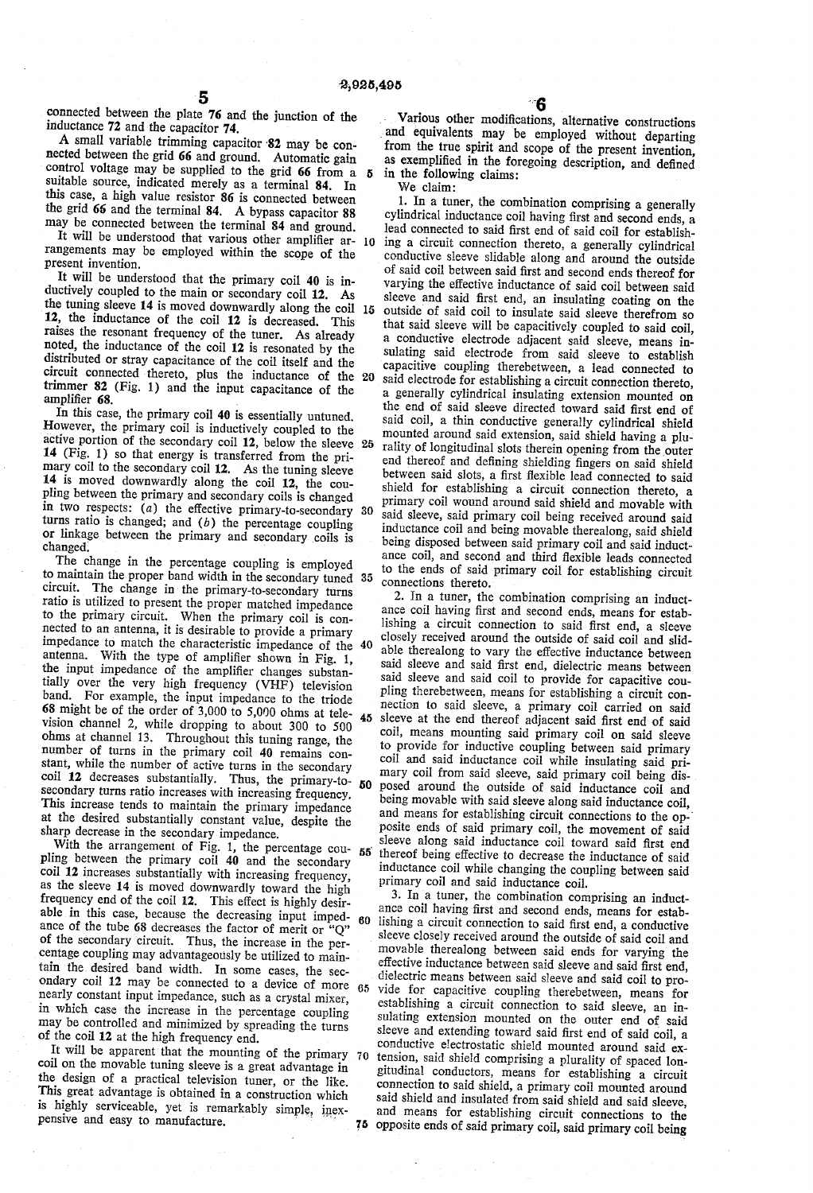connected between the plate 76 and the junction of the inductance 72 and the capacitor 74.

A small variable trimming capacitor 82 may be connected between the grid 66 and ground. Automatic gain control voltage may be supplied to the grid 66 from a suitable source, indicated merely as a terminal 84. In this case, a high value resistor 86 is connected between the grid 66 and the terminal 84. A bypass capacitor 88 may be connected between the terminal 84 and ground.

It will be understood that various other amplifier arrangements may be employed within the scope of the present invention.

It will be understood that the primary coil 40 is inductively coupled to the main or secondary coil 12. As the tuning sleeve 14 is moved downwardly along the coil 12, the inductance of the coil 12 is decreased. This raises the resonant frequency of the tuner. As already noted, the inductance of the coil 12 is resonated by the distributed or stray capacitance of the coil itself and the circuit connected thereto, plus the inductance of the trimmer 82 (Fig. 1) and the input capacitance of the amplifier 68.

In this case, the primary coil 40 is essentially untuned. However, the primary coil is inductively coupled to the active portion of the secondary coil 12, below the sleeve 14 (Fig. 1) so that energy is transferred from the primary coil to the secondary coil 12. As the tuning sleeve 14 is moved downwardly along the coil 12, the coupling between the primary and secondary coils is changed in two respects: (*a*) the effective primary-to-secondary turns ratio is changed; and (*b*) the percentage coupling or linkage between the primary and secondary coils is changed.

The change in the percentage coupling is employed to maintain the proper band width in the secondary tuned circuit. The change in the primary-to-secondary turns ratio is utilized to present the proper matched impedance to the primary circuit. When the primary coil is connected to an antenna, it is desirable to provide a primary impedance to match the characteristic impedance of the antenna. With the type of amplifier shown in Fig. 1, the input impedance of the amplifier changes substantially over the very high frequency (VHF) television band. For example, the input impedance to the triode 68 might be of the order of 3,000 to 5,000 ohms at television channel 2, while dropping to about 300 to 500 ohms at channel 13. Throughout this tuning range, the number of turns in the primary coil 40 remains constant, while the number of active turns in the secondary coil 12 decreases substantially. Thus, the primary-to-secondary turns ratio increases with increasing frequency. This increase tends to maintain the primary impedance at the desired substantially constant value, despite the sharp decrease in the secondary impedance.

With the arrangement of Fig. 1, the percentage coupling between the primary coil 40 and the secondary coil 12 increases substantially with increasing frequency, as the sleeve 14 is moved downwardly toward the high frequency end of the coil 12. This effect is highly desirable in this case, because the decreasing input impedance of the tube 68 decreases the factor of merit or "Q" of the secondary circuit. Thus, the increase in the percentage coupling may advantageously be utilized to maintain the desired band width. In some cases, the secondary coil 12 may be connected to a device of more nearly constant input impedance, such as a crystal mixer, in which case the increase in the percentage coupling may be controlled and minimized by spreading the turns of the coil 12 at the high frequency end.

It will be apparent that the mounting of the primary coil on the movable tuning sleeve is a great advantage in the design of a practical television tuner, or the like. This great advantage is obtained in a construction which is highly serviceable, yet is remarkably simple, inexpensive and easy to manufacture.

Various other modifications, alternative constructions and equivalents may be employed without departing from the true spirit and scope of the present invention, as exemplified in the foregoing description, and defined in the following claims:

We claim:

1. In a tuner, the combination comprising a generally cylindrical inductance coil having first and second ends, a lead connected to said first end of said coil for establishing a circuit connection thereto, a generally cylindrical conductive sleeve slidable along and around the outside of said coil between said first and second ends thereof for varying the effective inductance of said coil between said sleeve and said first end, an insulating coating on the outside of said coil to insulate said sleeve therefrom so that said sleeve will be capacitively coupled to said coil, a conductive electrode adjacent said sleeve, means insulating said electrode from said sleeve to establish capacitive coupling therebetween, a lead connected to said electrode for establishing a circuit connection thereto, a generally cylindrical insulating extension mounted on the end of said sleeve directed toward said first end of said coil, a thin conductive generally cylindrical shield mounted around said extension, said shield having a plurality of longitudinal slots therein opening from the outer end thereof and defining shielding fingers on said shield between said slots, a first flexible lead connected to said shield for establishing a circuit connection thereto, a primary coil wound around said shield and movable with said sleeve, said primary coil being received around said inductance coil and being movable therealong, said shield being disposed between said primary coil and said inductance coil, and second and third flexible leads connected to the ends of said primary coil for establishing circuit connections thereto.

2. In a tuner, the combination comprising an inductance coil having first and second ends, means for establishing a circuit connection to said first end, a sleeve closely received around the outside of said coil and slidable therealong to vary the effective inductance between said sleeve and said first end, dielectric means between said sleeve and said coil to provide for capacitive coupling therebetween, means for establishing a circuit connection to said sleeve, a primary coil carried on said sleeve at the end thereof adjacent said first end of said coil, means mounting said primary coil on said sleeve to provide for inductive coupling between said primary coil and said inductance coil while insulating said primary coil from said sleeve, said primary coil being disposed around the outside of said inductance coil and being movable with said sleeve along said inductance coil, and means for establishing circuit connections to the opposite ends of said primary coil, the movement of said sleeve along said inductance coil toward said first end thereof being effective to decrease the inductance of said inductance coil while changing the coupling between said primary coil and said inductance coil.

3. In a tuner, the combination comprising an inductance coil having first and second ends, means for establishing a circuit connection to said first end, a conductive sleeve closely received around the outside of said coil and movable therealong between said ends for varying the effective inductance between said sleeve and said first end, dielectric means between said sleeve and said coil to provide for capacitive coupling therebetween, means for establishing a circuit connection to said sleeve, an insulating extension mounted on the outer end of said sleeve and extending toward said first end of said coil, a conductive electrostatic shield mounted around said extension, said shield comprising a plurality of spaced longitudinal conductors, means for establishing a circuit connection to said shield, a primary coil mounted around said shield and insulated from said shield and said sleeve, and means for establishing circuit connections to the opposite ends of said primary coil, said primary coil being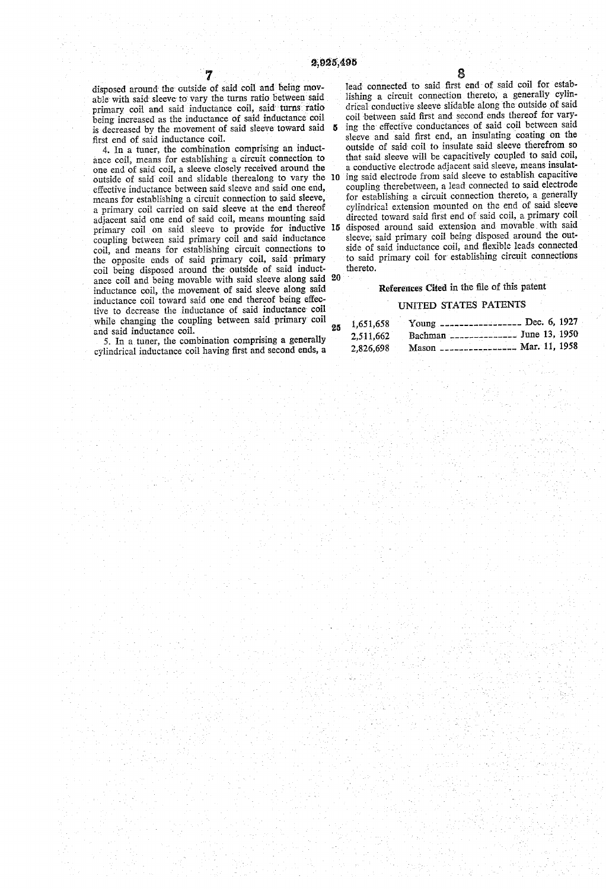disposed around the outside of said coil and being movable with said sleeve to vary the turns ratio between said primary coil and said inductance coil, said turns ratio being increased as the inductance of said inductance coil is decreased by the movement of said sleeve toward said first end of said inductance coil.

4. In a tuner, the combination comprising an inductance coil, means for establishing a circuit connection to one end of said coil, a sleeve closely received around the outside of said coil and slidable therealong to vary the effective inductance between said sleeve and said one end, means for establishing a circuit connection to said sleeve, a primary coil carried on said sleeve at the end thereof adjacent said one end of said coil, means mounting said primary coil on said sleeve to provide for inductive coupling between said primary coil and said inductance coil, and means for establishing circuit connections to the opposite ends of said primary coil, said primary coil being disposed around the outside of said inductance coil and being movable with said sleeve along said inductance coil, the movement of said sleeve along said inductance coil toward said one end thereof being effective to decrease the inductance of said inductance coil while changing the coupling between said primary coil and said inductance coil.

5. In a tuner, the combination comprising a generally cylindrical inductance coil having first and second ends, a lead connected to said first end of said coil for establishing a circuit connection thereto, a generally cylindrical conductive sleeve slidable along the outside of said coil between said first and second ends thereof for varying the effective conductances of said coil between said sleeve and said first end, an insulating coating on the outside of said coil to insulate said sleeve therefrom so that said sleeve will be capacitively coupled to said coil, a conductive electrode adjacent said sleeve, means insulating said electrode from said sleeve to establish capacitive coupling therebetween, a lead connected to said electrode for establishing a circuit connection thereto, a generally cylindrical extension mounted on the end of said sleeve directed toward said first end of said coil, a primary coil disposed around said extension and movable with said sleeve, said primary coil being disposed around the outside of said inductance coil, and flexible leads connected to said primary coil for establishing circuit connections thereto.

**References Cited** in the file of this patent

UNITED STATES PATENTS

| | | |
|---|---|---|
| 1,651,658 | Young | Dec. 6, 1927 |
| 2,511,662 | Bachman | June 13, 1950 |
| 2,826,698 | Mason | Mar. 11, 1958 |